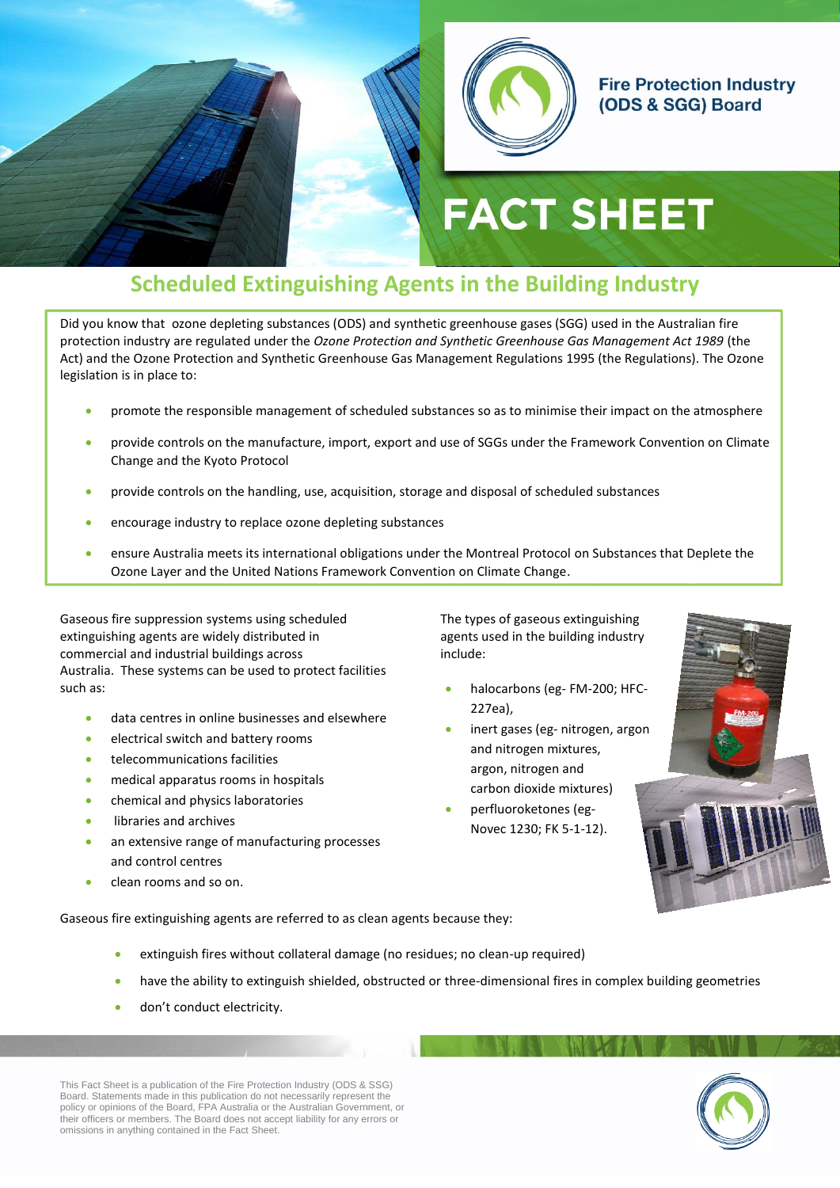Fire Protection Industry (ODS & SGG) Board

# FACT SHEET

## Scheduled Extinguishing Agents in the Building Industry

Did you know that ozone depleting substances (ODS) and synthetic greenhouse gases (SGG) used in the Australian fire protection industry are regulated under the *Ozone Protection and Synthetic Greenhouse Gas Management Act 1989* (the Act) and the Ozone Protection and Synthetic Greenhouse Gas Management Regulations 1995 (the Regulations). The Ozone legislation is in place to:

- promote the responsible management of scheduled substances so as to minimise their impact on the atmosphere
- provide controls on the manufacture, import, export and use of SGGs under the Framework Convention on Climate Change and the Kyoto Protocol
- provide controls on the handling, use, acquisition, storage and disposal of scheduled substances
- encourage industry to replace ozone depleting substances
- ensure Australia meets its international obligations under the Montreal Protocol on Substances that Deplete the Ozone Layer and the United Nations Framework Convention on Climate Change.

Gaseous fire suppression systems using scheduled extinguishing agents are widely distributed in commercial and industrial buildings across Australia. These systems can be used to protect facilities such as:

- data centres in online businesses and elsewhere
- electrical switch and battery rooms
- telecommunications facilities
- medical apparatus rooms in hospitals
- chemical and physics laboratories
- libraries and archives
- an extensive range of manufacturing processes and control centres
- clean rooms and so on.

The types of gaseous extinguishing agents used in the building industry include:

- halocarbons (eg- FM-200; HFC-227ea),
- inert gases (eg- nitrogen, argon and nitrogen mixtures, argon, nitrogen and carbon dioxide mixtures)
- perfluoroketones (eg- Novec 1230; FK 5-1-12).

Gaseous fire extinguishing agents are referred to as clean agents because they:

- extinguish fires without collateral damage (no residues; no clean-up required)
- have the ability to extinguish shielded, obstructed or three-dimensional fires in complex building geometries
- don't conduct electricity.

This Fact Sheet is a publication of the Fire Protection Industry (ODS & SSG) Board. Statements made in this publication do not necessarily represent the policy or opinions of the Board, FPA Australia or the Australian Government, or their officers or members. The Board does not accept liability for any errors or omissions in anything contained in the Fact Sheet.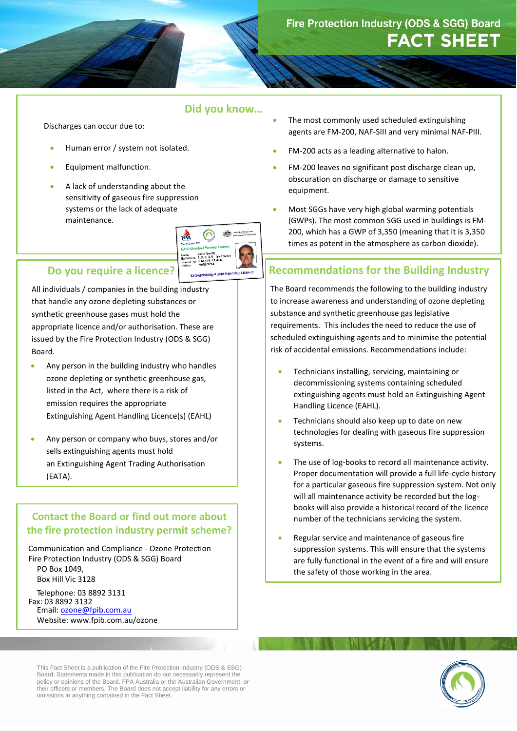Fire Protection Industry (ODS & SGG) Board

# FACT SHEET

## Did you know…

Discharges can occur due to:

- Human error / system not isolated.
- Equipment malfunction.
- A lack of understanding about the sensitivity of gaseous fire suppression systems or the lack of adequate maintenance.

- The most commonly used scheduled extinguishing agents are FM-200, NAF-SIII and very minimal NAF-PIII.
- FM-200 acts as a leading alternative to halon.
- FM-200 leaves no significant post discharge clean up, obscuration on discharge or damage to sensitive equipment.
- Most SGGs have very high global warming potentials (GWPs). The most common SGG used in buildings is FM-200, which has a GWP of 3,350 (meaning that it is 3,350 times as potent in the atmosphere as carbon dioxide).

## Do you require a licence?

All individuals / companies in the building industry that handle any ozone depleting substances or synthetic greenhouse gases must hold the appropriate licence and/or authorisation. These are issued by the Fire Protection Industry (ODS & SGG) Board.

- Any person in the building industry who handles ozone depleting or synthetic greenhouse gas, listed in the Act, where there is a risk of emission requires the appropriate Extinguishing Agent Handling Licence(s) (EAHL)
- Any person or company who buys, stores and/or sells extinguishing agents must hold an Extinguishing Agent Trading Authorisation (EATA).

## Recommendations for the Building Industry

The Board recommends the following to the building industry to increase awareness and understanding of ozone depleting substance and synthetic greenhouse gas legislative requirements. This includes the need to reduce the use of scheduled extinguishing agents and to minimise the potential risk of accidental emissions. Recommendations include:

- Technicians installing, servicing, maintaining or decommissioning systems containing scheduled extinguishing agents must hold an Extinguishing Agent Handling Licence (EAHL).
- Technicians should also keep up to date on new technologies for dealing with gaseous fire suppression systems.
- The use of log-books to record all maintenance activity. Proper documentation will provide a full life-cycle history for a particular gaseous fire suppression system. Not only will all maintenance activity be recorded but the log-books will also provide a historical record of the licence number of the technicians servicing the system.
- Regular service and maintenance of gaseous fire suppression systems. This will ensure that the systems are fully functional in the event of a fire and will ensure the safety of those working in the area.

## Contact the Board or find out more about the fire protection industry permit scheme?

Communication and Compliance - Ozone Protection
Fire Protection Industry (ODS & SGG) Board
PO Box 1049,
Box Hill Vic 3128

Telephone: 03 8892 3131
Fax: 03 8892 3132
Email: ozone@fpib.com.au
Website: www.fpib.com.au/ozone

This Fact Sheet is a publication of the Fire Protection Industry (ODS & SSG) Board. Statements made in this publication do not necessarily represent the policy or opinions of the Board, FPA Australia or the Australian Government, or their officers or members. The Board does not accept liability for any errors or omissions in anything contained in the Fact Sheet.